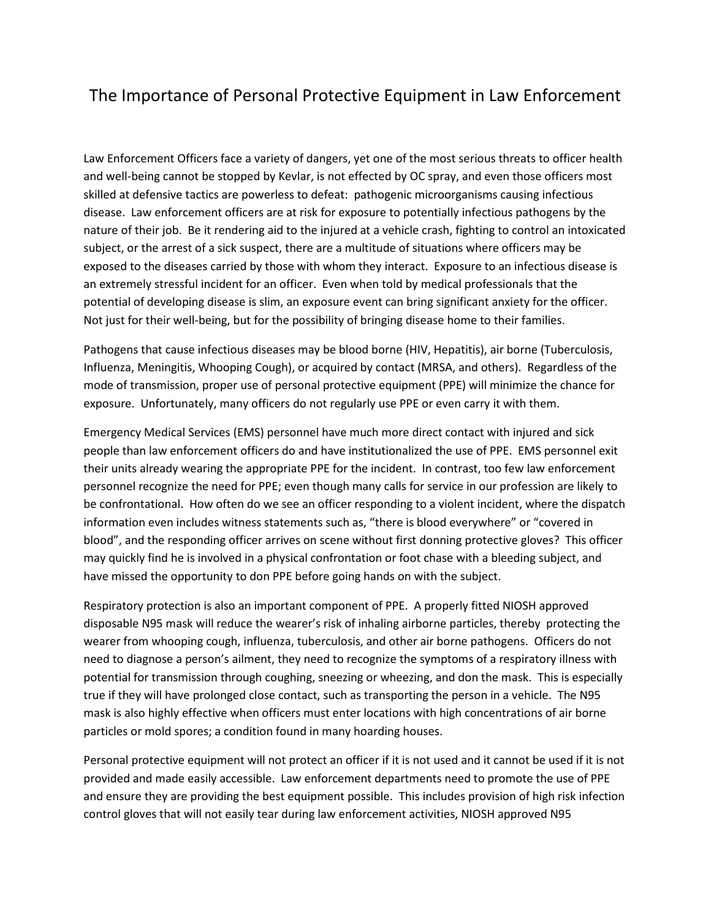# The Importance of Personal Protective Equipment in Law Enforcement

Law Enforcement Officers face a variety of dangers, yet one of the most serious threats to officer health and well-being cannot be stopped by Kevlar, is not effected by OC spray, and even those officers most skilled at defensive tactics are powerless to defeat: pathogenic microorganisms causing infectious disease. Law enforcement officers are at risk for exposure to potentially infectious pathogens by the nature of their job. Be it rendering aid to the injured at a vehicle crash, fighting to control an intoxicated subject, or the arrest of a sick suspect, there are a multitude of situations where officers may be exposed to the diseases carried by those with whom they interact. Exposure to an infectious disease is an extremely stressful incident for an officer. Even when told by medical professionals that the potential of developing disease is slim, an exposure event can bring significant anxiety for the officer. Not just for their well-being, but for the possibility of bringing disease home to their families.

Pathogens that cause infectious diseases may be blood borne (HIV, Hepatitis), air borne (Tuberculosis, Influenza, Meningitis, Whooping Cough), or acquired by contact (MRSA, and others). Regardless of the mode of transmission, proper use of personal protective equipment (PPE) will minimize the chance for exposure. Unfortunately, many officers do not regularly use PPE or even carry it with them.

Emergency Medical Services (EMS) personnel have much more direct contact with injured and sick people than law enforcement officers do and have institutionalized the use of PPE. EMS personnel exit their units already wearing the appropriate PPE for the incident. In contrast, too few law enforcement personnel recognize the need for PPE; even though many calls for service in our profession are likely to be confrontational. How often do we see an officer responding to a violent incident, where the dispatch information even includes witness statements such as, "there is blood everywhere" or "covered in blood", and the responding officer arrives on scene without first donning protective gloves? This officer may quickly find he is involved in a physical confrontation or foot chase with a bleeding subject, and have missed the opportunity to don PPE before going hands on with the subject.

Respiratory protection is also an important component of PPE. A properly fitted NIOSH approved disposable N95 mask will reduce the wearer's risk of inhaling airborne particles, thereby protecting the wearer from whooping cough, influenza, tuberculosis, and other air borne pathogens. Officers do not need to diagnose a person's ailment, they need to recognize the symptoms of a respiratory illness with potential for transmission through coughing, sneezing or wheezing, and don the mask. This is especially true if they will have prolonged close contact, such as transporting the person in a vehicle. The N95 mask is also highly effective when officers must enter locations with high concentrations of air borne particles or mold spores; a condition found in many hoarding houses.

Personal protective equipment will not protect an officer if it is not used and it cannot be used if it is not provided and made easily accessible. Law enforcement departments need to promote the use of PPE and ensure they are providing the best equipment possible. This includes provision of high risk infection control gloves that will not easily tear during law enforcement activities, NIOSH approved N95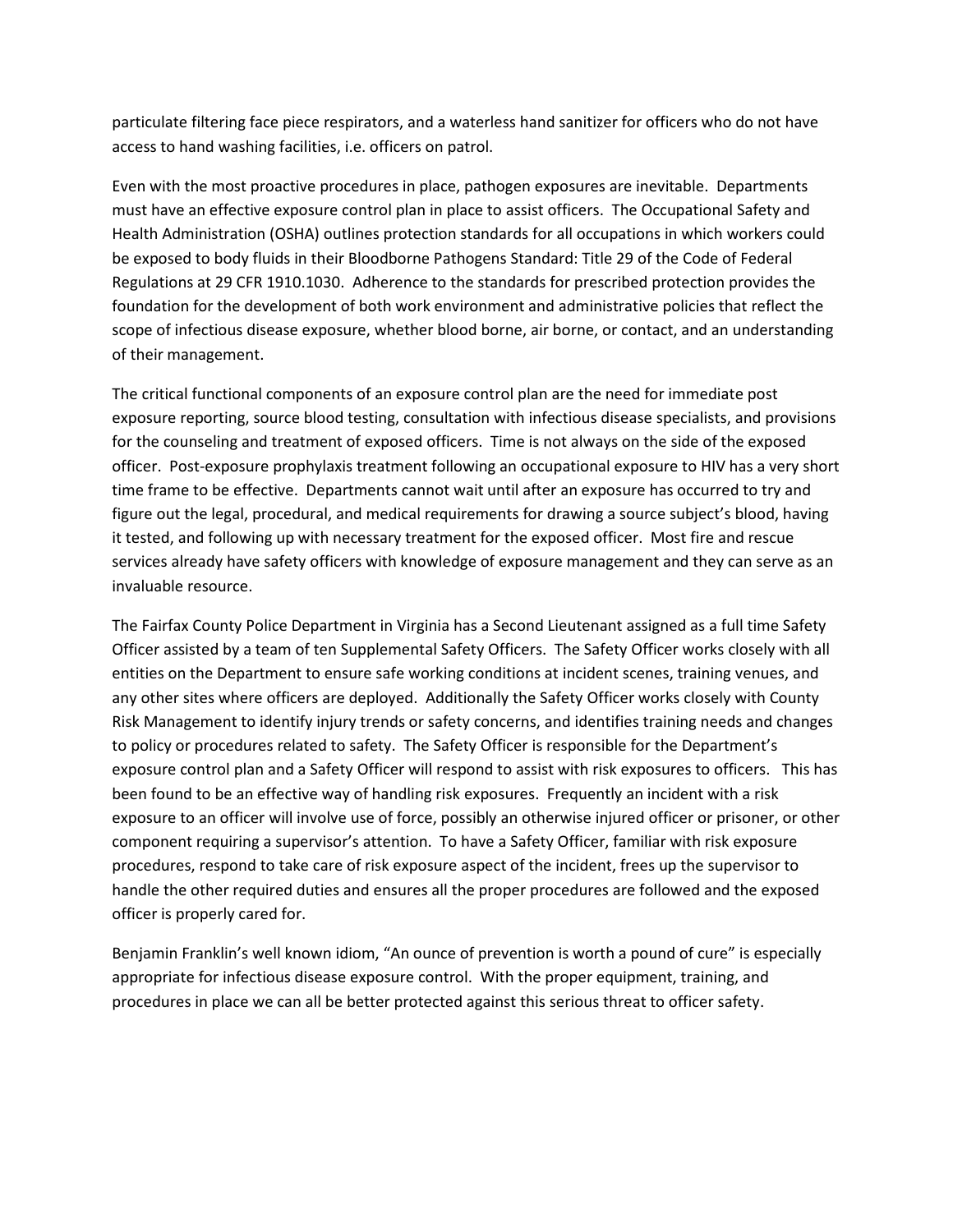particulate filtering face piece respirators, and a waterless hand sanitizer for officers who do not have access to hand washing facilities, i.e. officers on patrol.

Even with the most proactive procedures in place, pathogen exposures are inevitable. Departments must have an effective exposure control plan in place to assist officers. The Occupational Safety and Health Administration (OSHA) outlines protection standards for all occupations in which workers could be exposed to body fluids in their Bloodborne Pathogens Standard: Title 29 of the Code of Federal Regulations at 29 CFR 1910.1030. Adherence to the standards for prescribed protection provides the foundation for the development of both work environment and administrative policies that reflect the scope of infectious disease exposure, whether blood borne, air borne, or contact, and an understanding of their management.

The critical functional components of an exposure control plan are the need for immediate post exposure reporting, source blood testing, consultation with infectious disease specialists, and provisions for the counseling and treatment of exposed officers. Time is not always on the side of the exposed officer. Post-exposure prophylaxis treatment following an occupational exposure to HIV has a very short time frame to be effective. Departments cannot wait until after an exposure has occurred to try and figure out the legal, procedural, and medical requirements for drawing a source subject's blood, having it tested, and following up with necessary treatment for the exposed officer. Most fire and rescue services already have safety officers with knowledge of exposure management and they can serve as an invaluable resource.

The Fairfax County Police Department in Virginia has a Second Lieutenant assigned as a full time Safety Officer assisted by a team of ten Supplemental Safety Officers. The Safety Officer works closely with all entities on the Department to ensure safe working conditions at incident scenes, training venues, and any other sites where officers are deployed. Additionally the Safety Officer works closely with County Risk Management to identify injury trends or safety concerns, and identifies training needs and changes to policy or procedures related to safety. The Safety Officer is responsible for the Department's exposure control plan and a Safety Officer will respond to assist with risk exposures to officers. This has been found to be an effective way of handling risk exposures. Frequently an incident with a risk exposure to an officer will involve use of force, possibly an otherwise injured officer or prisoner, or other component requiring a supervisor's attention. To have a Safety Officer, familiar with risk exposure procedures, respond to take care of risk exposure aspect of the incident, frees up the supervisor to handle the other required duties and ensures all the proper procedures are followed and the exposed officer is properly cared for.

Benjamin Franklin's well known idiom, "An ounce of prevention is worth a pound of cure" is especially appropriate for infectious disease exposure control. With the proper equipment, training, and procedures in place we can all be better protected against this serious threat to officer safety.